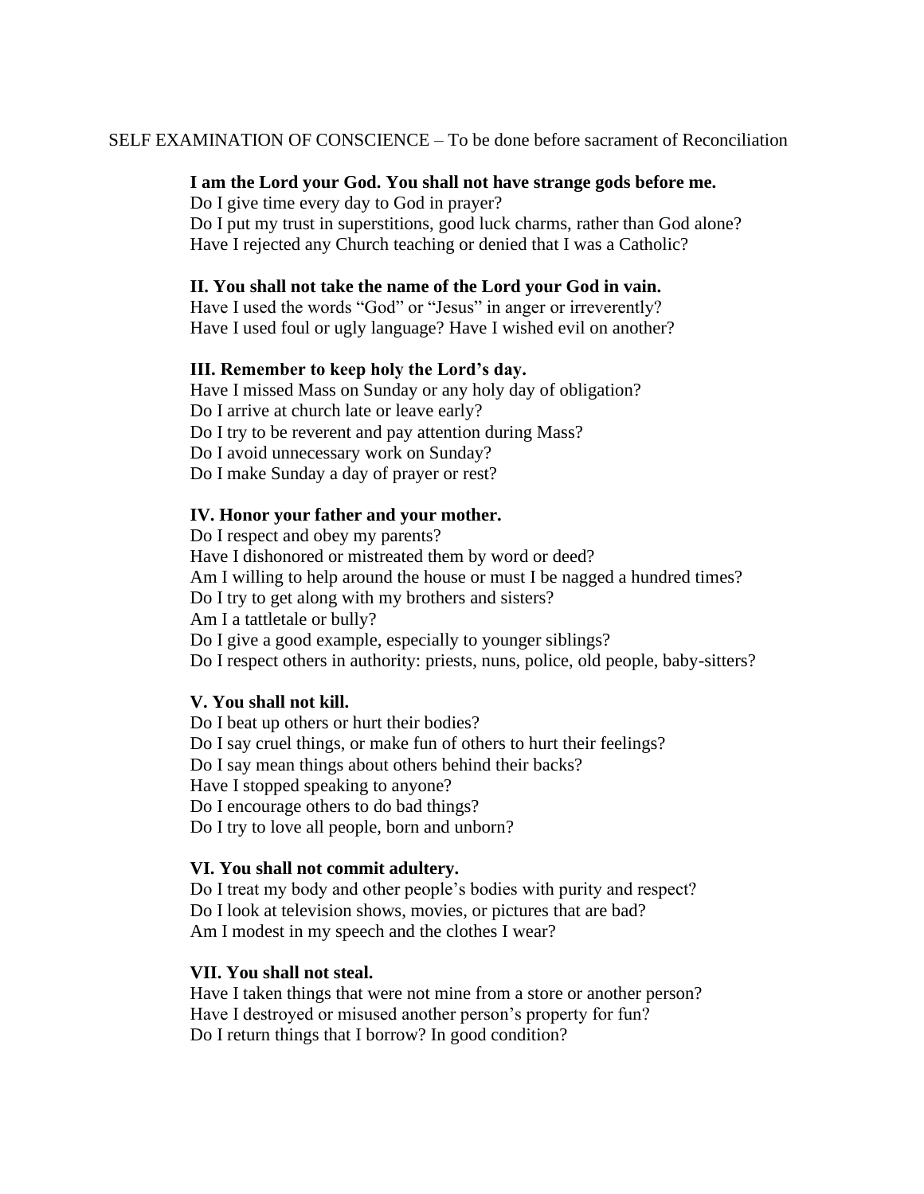SELF EXAMINATION OF CONSCIENCE – To be done before sacrament of Reconciliation

**I am the Lord your God. You shall not have strange gods before me.**

Do I give time every day to God in prayer?
Do I put my trust in superstitions, good luck charms, rather than God alone?
Have I rejected any Church teaching or denied that I was a Catholic?

**II. You shall not take the name of the Lord your God in vain.**

Have I used the words "God" or "Jesus" in anger or irreverently?
Have I used foul or ugly language? Have I wished evil on another?

**III. Remember to keep holy the Lord's day.**

Have I missed Mass on Sunday or any holy day of obligation?
Do I arrive at church late or leave early?
Do I try to be reverent and pay attention during Mass?
Do I avoid unnecessary work on Sunday?
Do I make Sunday a day of prayer or rest?

**IV. Honor your father and your mother.**

Do I respect and obey my parents?
Have I dishonored or mistreated them by word or deed?
Am I willing to help around the house or must I be nagged a hundred times?
Do I try to get along with my brothers and sisters?
Am I a tattletale or bully?
Do I give a good example, especially to younger siblings?
Do I respect others in authority: priests, nuns, police, old people, baby-sitters?

**V. You shall not kill.**

Do I beat up others or hurt their bodies?
Do I say cruel things, or make fun of others to hurt their feelings?
Do I say mean things about others behind their backs?
Have I stopped speaking to anyone?
Do I encourage others to do bad things?
Do I try to love all people, born and unborn?

**VI. You shall not commit adultery.**

Do I treat my body and other people's bodies with purity and respect?
Do I look at television shows, movies, or pictures that are bad?
Am I modest in my speech and the clothes I wear?

**VII. You shall not steal.**

Have I taken things that were not mine from a store or another person?
Have I destroyed or misused another person's property for fun?
Do I return things that I borrow? In good condition?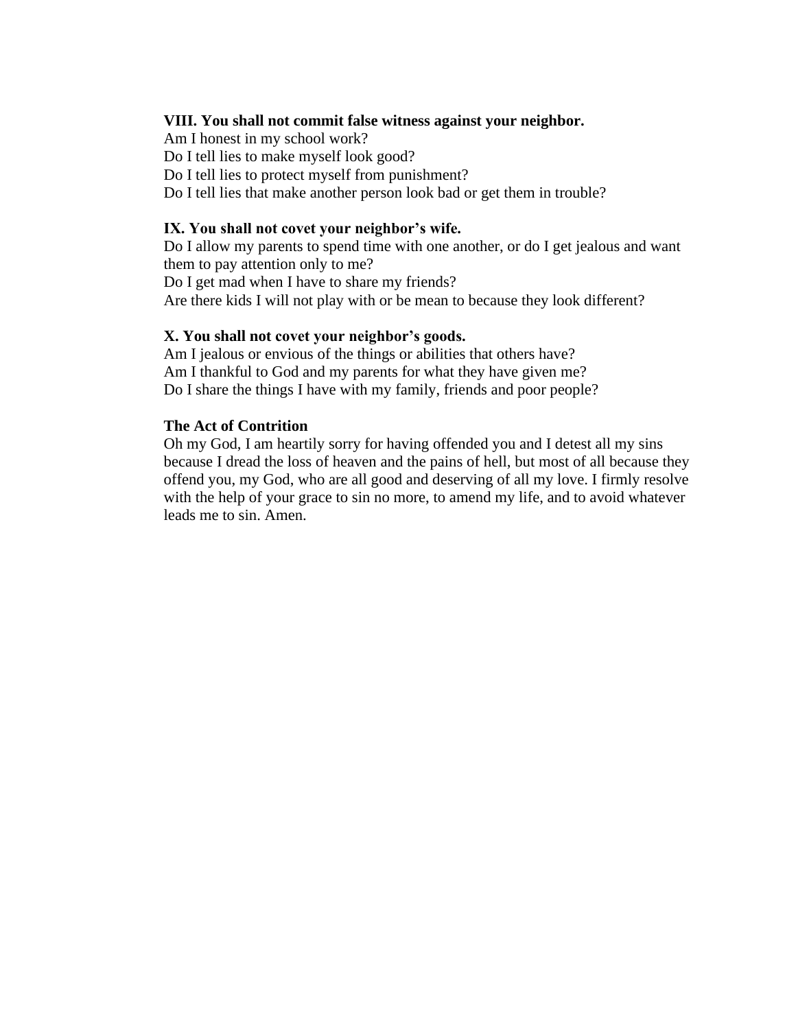**VIII. You shall not commit false witness against your neighbor.**
Am I honest in my school work?
Do I tell lies to make myself look good?
Do I tell lies to protect myself from punishment?
Do I tell lies that make another person look bad or get them in trouble?

**IX. You shall not covet your neighbor's wife.**
Do I allow my parents to spend time with one another, or do I get jealous and want them to pay attention only to me?
Do I get mad when I have to share my friends?
Are there kids I will not play with or be mean to because they look different?

**X. You shall not covet your neighbor's goods.**
Am I jealous or envious of the things or abilities that others have?
Am I thankful to God and my parents for what they have given me?
Do I share the things I have with my family, friends and poor people?

**The Act of Contrition**
Oh my God, I am heartily sorry for having offended you and I detest all my sins because I dread the loss of heaven and the pains of hell, but most of all because they offend you, my God, who are all good and deserving of all my love. I firmly resolve with the help of your grace to sin no more, to amend my life, and to avoid whatever leads me to sin. Amen.